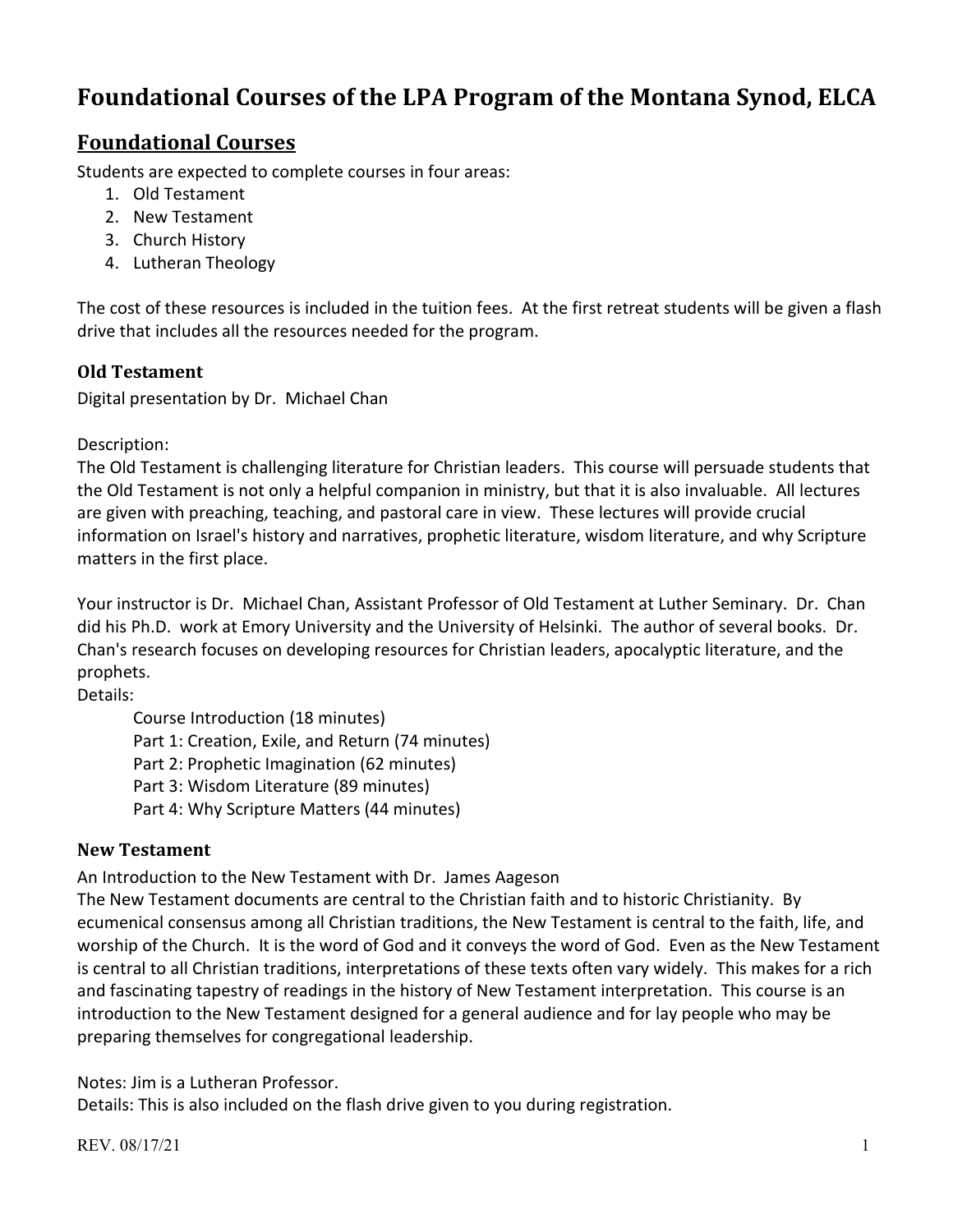# Foundational Courses of the LPA Program of the Montana Synod, ELCA

## Foundational Courses

Students are expected to complete courses in four areas:

1. Old Testament
2. New Testament
3. Church History
4. Lutheran Theology

The cost of these resources is included in the tuition fees. At the first retreat students will be given a flash drive that includes all the resources needed for the program.

### Old Testament

Digital presentation by Dr. Michael Chan

Description:
The Old Testament is challenging literature for Christian leaders. This course will persuade students that the Old Testament is not only a helpful companion in ministry, but that it is also invaluable. All lectures are given with preaching, teaching, and pastoral care in view. These lectures will provide crucial information on Israel's history and narratives, prophetic literature, wisdom literature, and why Scripture matters in the first place.

Your instructor is Dr. Michael Chan, Assistant Professor of Old Testament at Luther Seminary. Dr. Chan did his Ph.D. work at Emory University and the University of Helsinki. The author of several books. Dr. Chan's research focuses on developing resources for Christian leaders, apocalyptic literature, and the prophets.

Details:

- Course Introduction (18 minutes)
- Part 1: Creation, Exile, and Return (74 minutes)
- Part 2: Prophetic Imagination (62 minutes)
- Part 3: Wisdom Literature (89 minutes)
- Part 4: Why Scripture Matters (44 minutes)

### New Testament

An Introduction to the New Testament with Dr. James Aageson

The New Testament documents are central to the Christian faith and to historic Christianity. By ecumenical consensus among all Christian traditions, the New Testament is central to the faith, life, and worship of the Church. It is the word of God and it conveys the word of God. Even as the New Testament is central to all Christian traditions, interpretations of these texts often vary widely. This makes for a rich and fascinating tapestry of readings in the history of New Testament interpretation. This course is an introduction to the New Testament designed for a general audience and for lay people who may be preparing themselves for congregational leadership.

Notes: Jim is a Lutheran Professor.

Details: This is also included on the flash drive given to you during registration.

REV. 08/17/21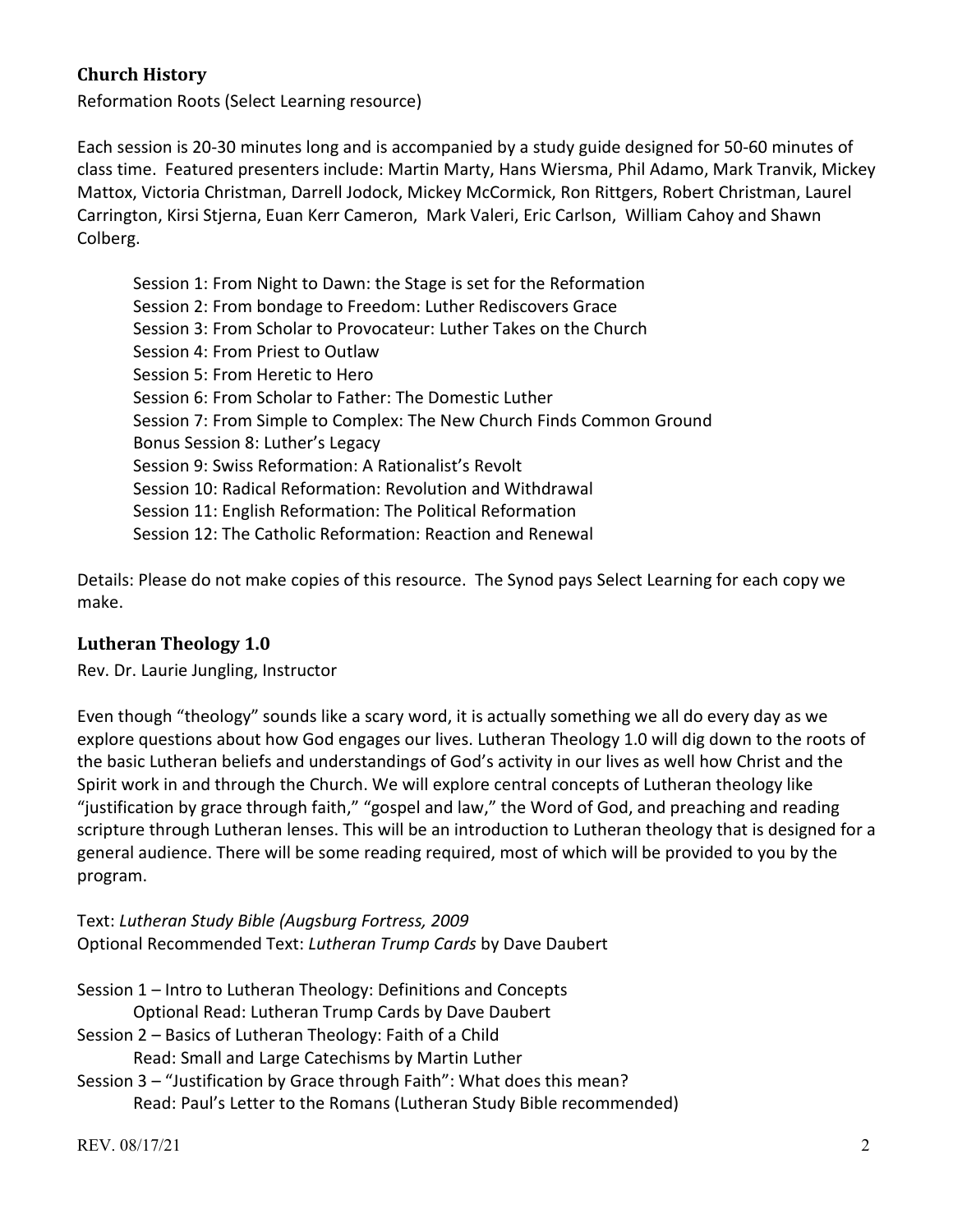### Church History

Reformation Roots (Select Learning resource)

Each session is 20-30 minutes long and is accompanied by a study guide designed for 50-60 minutes of class time. Featured presenters include: Martin Marty, Hans Wiersma, Phil Adamo, Mark Tranvik, Mickey Mattox, Victoria Christman, Darrell Jodock, Mickey McCormick, Ron Rittgers, Robert Christman, Laurel Carrington, Kirsi Stjerna, Euan Kerr Cameron, Mark Valeri, Eric Carlson, William Cahoy and Shawn Colberg.

Session 1: From Night to Dawn: the Stage is set for the Reformation
Session 2: From bondage to Freedom: Luther Rediscovers Grace
Session 3: From Scholar to Provocateur: Luther Takes on the Church
Session 4: From Priest to Outlaw
Session 5: From Heretic to Hero
Session 6: From Scholar to Father: The Domestic Luther
Session 7: From Simple to Complex: The New Church Finds Common Ground
Bonus Session 8: Luther's Legacy
Session 9: Swiss Reformation: A Rationalist's Revolt
Session 10: Radical Reformation: Revolution and Withdrawal
Session 11: English Reformation: The Political Reformation
Session 12: The Catholic Reformation: Reaction and Renewal

Details: Please do not make copies of this resource. The Synod pays Select Learning for each copy we make.

### Lutheran Theology 1.0

Rev. Dr. Laurie Jungling, Instructor

Even though "theology" sounds like a scary word, it is actually something we all do every day as we explore questions about how God engages our lives. Lutheran Theology 1.0 will dig down to the roots of the basic Lutheran beliefs and understandings of God's activity in our lives as well how Christ and the Spirit work in and through the Church. We will explore central concepts of Lutheran theology like "justification by grace through faith," "gospel and law," the Word of God, and preaching and reading scripture through Lutheran lenses. This will be an introduction to Lutheran theology that is designed for a general audience. There will be some reading required, most of which will be provided to you by the program.

Text: *Lutheran Study Bible (Augsburg Fortress, 2009*
Optional Recommended Text: *Lutheran Trump Cards* by Dave Daubert

Session 1 – Intro to Lutheran Theology: Definitions and Concepts
    Optional Read: Lutheran Trump Cards by Dave Daubert
Session 2 – Basics of Lutheran Theology: Faith of a Child
    Read: Small and Large Catechisms by Martin Luther
Session 3 – "Justification by Grace through Faith": What does this mean?
    Read: Paul's Letter to the Romans (Lutheran Study Bible recommended)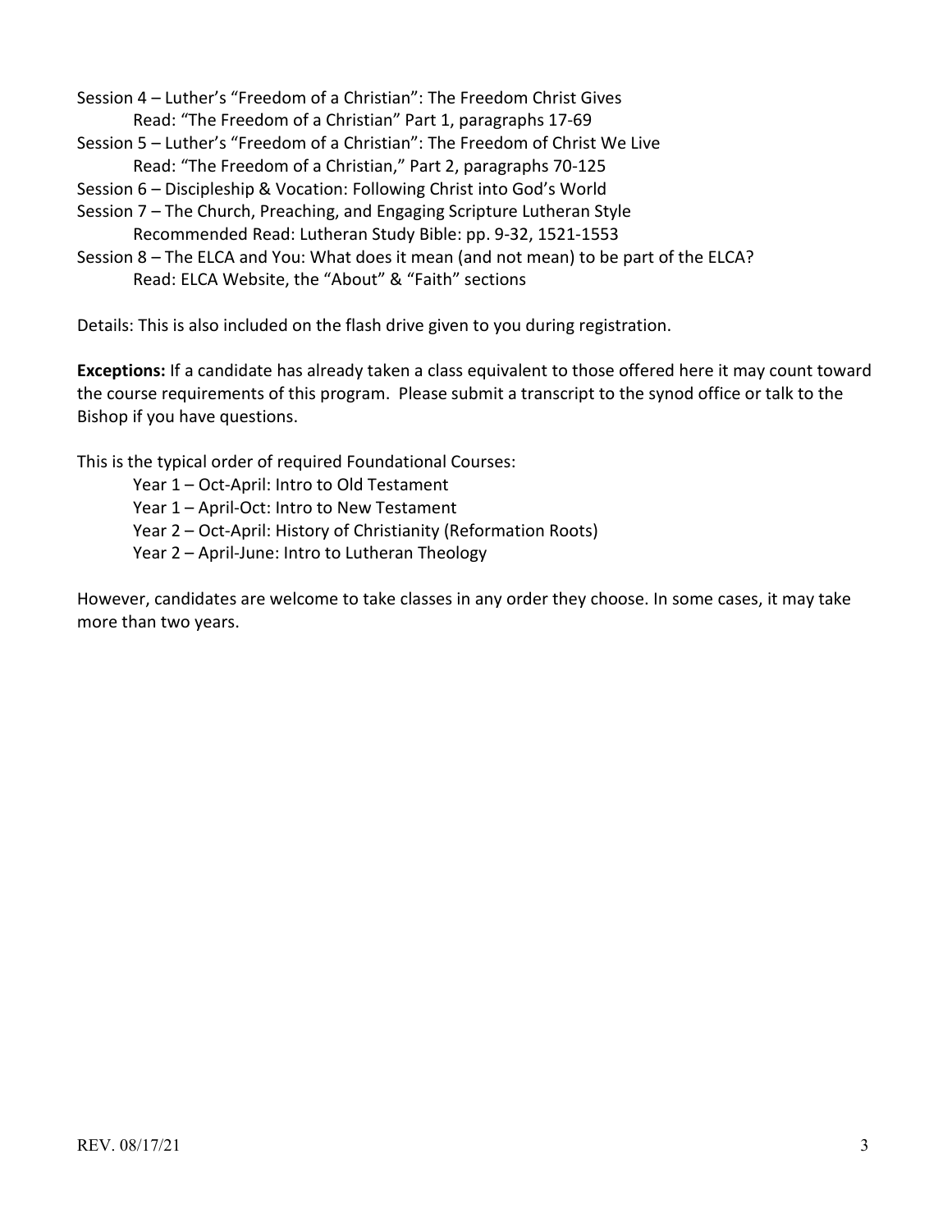Session 4 – Luther's "Freedom of a Christian": The Freedom Christ Gives
    Read: "The Freedom of a Christian" Part 1, paragraphs 17-69
Session 5 – Luther's "Freedom of a Christian": The Freedom of Christ We Live
    Read: "The Freedom of a Christian," Part 2, paragraphs 70-125
Session 6 – Discipleship & Vocation: Following Christ into God's World
Session 7 – The Church, Preaching, and Engaging Scripture Lutheran Style
    Recommended Read: Lutheran Study Bible: pp. 9-32, 1521-1553
Session 8 – The ELCA and You: What does it mean (and not mean) to be part of the ELCA?
    Read: ELCA Website, the "About" & "Faith" sections

Details: This is also included on the flash drive given to you during registration.

**Exceptions:** If a candidate has already taken a class equivalent to those offered here it may count toward the course requirements of this program. Please submit a transcript to the synod office or talk to the Bishop if you have questions.

This is the typical order of required Foundational Courses:

- Year 1 – Oct-April: Intro to Old Testament
- Year 1 – April-Oct: Intro to New Testament
- Year 2 – Oct-April: History of Christianity (Reformation Roots)
- Year 2 – April-June: Intro to Lutheran Theology

However, candidates are welcome to take classes in any order they choose. In some cases, it may take more than two years.

REV. 08/17/21